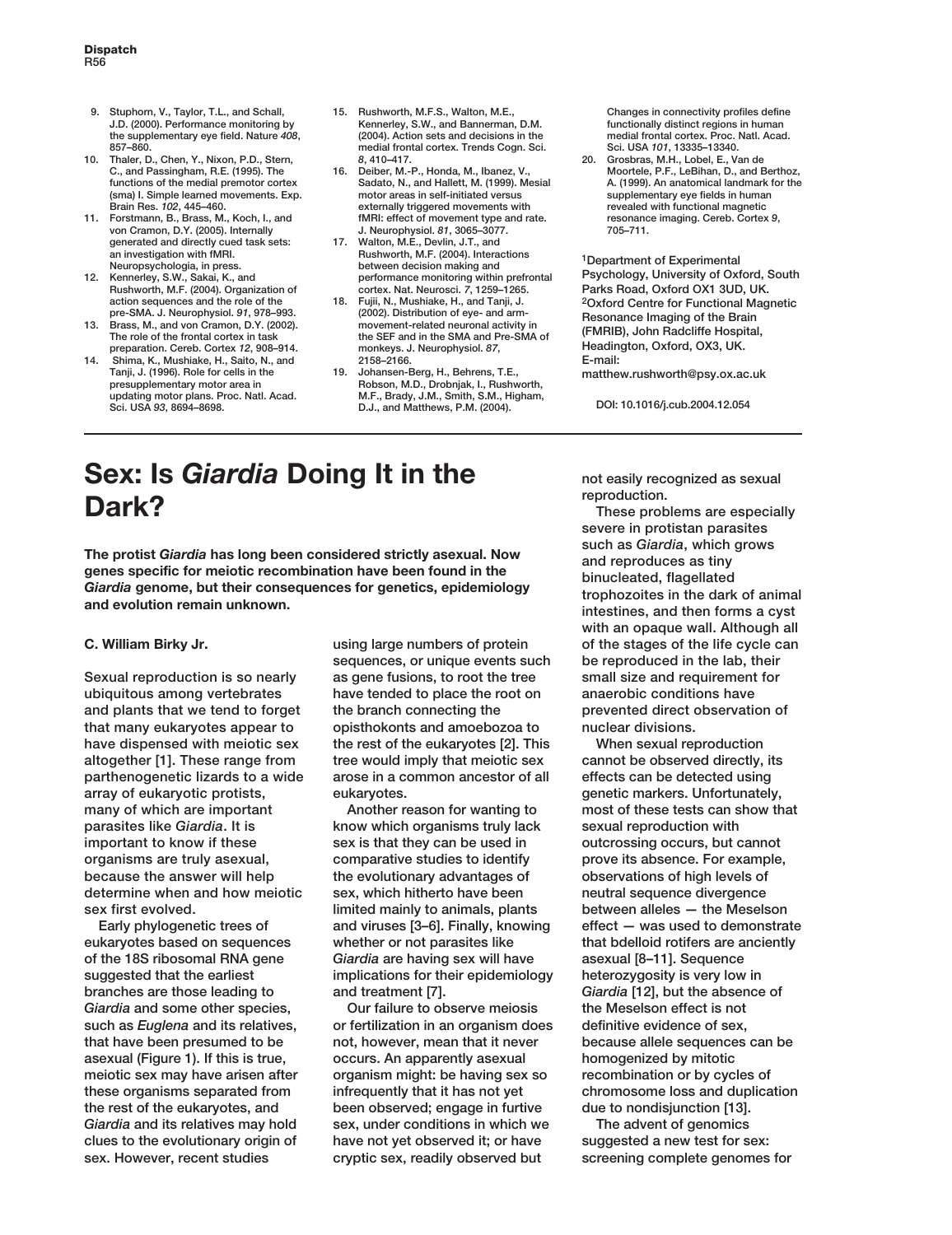9. Stuphorn, V., Taylor, T.L., and Schall, J.D. (2000). Performance monitoring by the supplementary eye field. Nature *408*, 857–860.
10. Thaler, D., Chen, Y., Nixon, P.D., Stern, C., and Passingham, R.E. (1995). The functions of the medial premotor cortex (sma) I. Simple learned movements. Exp. Brain Res. *102*, 445–460.
11. Forstmann, B., Brass, M., Koch, I., and von Cramon, D.Y. (2005). Internally generated and directly cued task sets: an investigation with fMRI. Neuropsychologia, in press.
12. Kennerley, S.W., Sakai, K., and Rushworth, M.F. (2004). Organization of action sequences and the role of the pre-SMA. J. Neurophysiol. *91*, 978–993.
13. Brass, M., and von Cramon, D.Y. (2002). The role of the frontal cortex in task preparation. Cereb. Cortex *12*, 908–914.
14. Shima, K., Mushiake, H., Saito, N., and Tanji, J. (1996). Role for cells in the presupplementary motor area in updating motor plans. Proc. Natl. Acad. Sci. USA *93*, 8694–8698.
15. Rushworth, M.F.S., Walton, M.E., Kennerley, S.W., and Bannerman, D.M. (2004). Action sets and decisions in the medial frontal cortex. Trends Cogn. Sci. *8*, 410–417.
16. Deiber, M.-P., Honda, M., Ibanez, V., Sadato, N., and Hallett, M. (1999). Mesial motor areas in self-initiated versus externally triggered movements with fMRI: effect of movement type and rate. J. Neurophysiol. *81*, 3065–3077.
17. Walton, M.E., Devlin, J.T., and Rushworth, M.F. (2004). Interactions between decision making and performance monitoring within prefrontal cortex. Nat. Neurosci. *7*, 1259–1265.
18. Fujii, N., Mushiake, H., and Tanji, J. (2002). Distribution of eye- and arm-movement-related neuronal activity in the SEF and in the SMA and Pre-SMA of monkeys. J. Neurophysiol. *87*, 2158–2166.
19. Johansen-Berg, H., Behrens, T.E., Robson, M.D., Drobnjak, I., Rushworth, M.F., Brady, J.M., Smith, S.M., Higham, D.J., and Matthews, P.M. (2004). Changes in connectivity profiles define functionally distinct regions in human medial frontal cortex. Proc. Natl. Acad. Sci. USA *101*, 13335–13340.
20. Grosbras, M.H., Lobel, E., Van de Moortele, P.F., LeBihan, D., and Berthoz, A. (1999). An anatomical landmark for the supplementary eye fields in human revealed with functional magnetic resonance imaging. Cereb. Cortex *9*, 705–711.

[1]Department of Experimental Psychology, University of Oxford, South Parks Road, Oxford OX1 3UD, UK. [2]Oxford Centre for Functional Magnetic Resonance Imaging of the Brain (FMRIB), John Radcliffe Hospital, Headington, Oxford, OX3, UK.
E-mail: matthew.rushworth@psy.ox.ac.uk

DOI: 10.1016/j.cub.2004.12.054

# Sex: Is *Giardia* Doing It in the Dark?

**The protist *Giardia* has long been considered strictly asexual. Now genes specific for meiotic recombination have been found in the *Giardia* genome, but their consequences for genetics, epidemiology and evolution remain unknown.**

**C. William Birky Jr.**

Sexual reproduction is so nearly ubiquitous among vertebrates and plants that we tend to forget that many eukaryotes appear to have dispensed with meiotic sex altogether [1]. These range from parthenogenetic lizards to a wide array of eukaryotic protists, many of which are important parasites like *Giardia*. It is important to know if these organisms are truly asexual, because the answer will help determine when and how meiotic sex first evolved.

Early phylogenetic trees of eukaryotes based on sequences of the 18S ribosomal RNA gene suggested that the earliest branches are those leading to *Giardia* and some other species, such as *Euglena* and its relatives, that have been presumed to be asexual (Figure 1). If this is true, meiotic sex may have arisen after these organisms separated from the rest of the eukaryotes, and *Giardia* and its relatives may hold clues to the evolutionary origin of sex. However, recent studies using large numbers of protein sequences, or unique events such as gene fusions, to root the tree have tended to place the root on the branch connecting the opisthokonts and amoebozoa to the rest of the eukaryotes [2]. This tree would imply that meiotic sex arose in a common ancestor of all eukaryotes.

Another reason for wanting to know which organisms truly lack sex is that they can be used in comparative studies to identify the evolutionary advantages of sex, which hitherto have been limited mainly to animals, plants and viruses [3–6]. Finally, knowing whether or not parasites like *Giardia* are having sex will have implications for their epidemiology and treatment [7].

Our failure to observe meiosis or fertilization in an organism does not, however, mean that it never occurs. An apparently asexual organism might: be having sex so infrequently that it has not yet been observed; engage in furtive sex, under conditions in which we have not yet observed it; or have cryptic sex, readily observed but not easily recognized as sexual reproduction.

These problems are especially severe in protistan parasites such as *Giardia*, which grows and reproduces as tiny binucleated, flagellated trophozoites in the dark of animal intestines, and then forms a cyst with an opaque wall. Although all of the stages of the life cycle can be reproduced in the lab, their small size and requirement for anaerobic conditions have prevented direct observation of nuclear divisions.

When sexual reproduction cannot be observed directly, its effects can be detected using genetic markers. Unfortunately, most of these tests can show that sexual reproduction with outcrossing occurs, but cannot prove its absence. For example, observations of high levels of neutral sequence divergence between alleles — the Meselson effect — was used to demonstrate that bdelloid rotifers are anciently asexual [8–11]. Sequence heterozygosity is very low in *Giardia* [12], but the absence of the Meselson effect is not definitive evidence of sex, because allele sequences can be homogenized by mitotic recombination or by cycles of chromosome loss and duplication due to nondisjunction [13].

The advent of genomics suggested a new test for sex: screening complete genomes for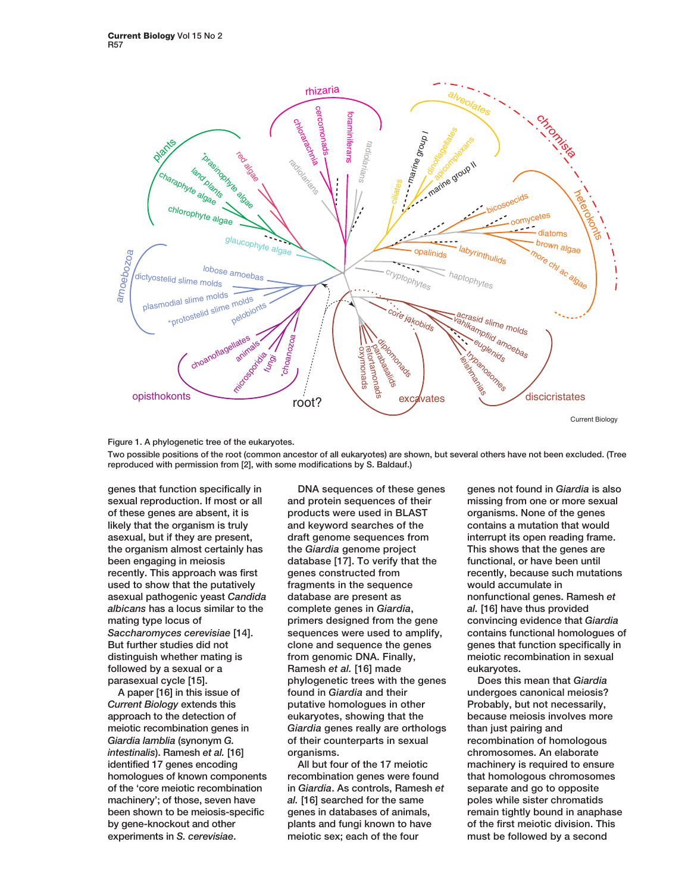Figure 1. A phylogenetic tree of the eukaryotes.

Two possible positions of the root (common ancestor of all eukaryotes) are shown, but several others have not been excluded. (Tree reproduced with permission from [2], with some modifications by S. Baldauf.)

genes that function specifically in sexual reproduction. If most or all of these genes are absent, it is likely that the organism is truly asexual, but if they are present, the organism almost certainly has been engaging in meiosis recently. This approach was first used to show that the putatively asexual pathogenic yeast *Candida albicans* has a locus similar to the mating type locus of *Saccharomyces cerevisiae* [14]. But further studies did not distinguish whether mating is followed by a sexual or a parasexual cycle [15].

A paper [16] in this issue of *Current Biology* extends this approach to the detection of meiotic recombination genes in *Giardia lamblia* (synonym *G. intestinalis*). Ramesh *et al.* [16] identified 17 genes encoding homologues of known components of the 'core meiotic recombination machinery'; of those, seven have been shown to be meiosis-specific by gene-knockout and other experiments in *S. cerevisiae*.

DNA sequences of these genes and protein sequences of their products were used in BLAST and keyword searches of the draft genome sequences from the *Giardia* genome project database [17]. To verify that the genes constructed from fragments in the sequence database are present as complete genes in *Giardia*, primers designed from the gene sequences were used to amplify, clone and sequence the genes from genomic DNA. Finally, Ramesh *et al.* [16] made phylogenetic trees with the genes found in *Giardia* and their putative homologues in other eukaryotes, showing that the *Giardia* genes really are orthologs of their counterparts in sexual organisms.

All but four of the 17 meiotic recombination genes were found in *Giardia*. As controls, Ramesh *et al.* [16] searched for the same genes in databases of animals, plants and fungi known to have meiotic sex; each of the four genes not found in *Giardia* is also missing from one or more sexual organisms. None of the genes contains a mutation that would interrupt its open reading frame. This shows that the genes are functional, or have been until recently, because such mutations would accumulate in nonfunctional genes. Ramesh *et al.* [16] have thus provided convincing evidence that *Giardia* contains functional homologues of genes that function specifically in meiotic recombination in sexual eukaryotes.

Does this mean that *Giardia* undergoes canonical meiosis? Probably, but not necessarily, because meiosis involves more than just pairing and recombination of homologous chromosomes. An elaborate machinery is required to ensure that homologous chromosomes separate and go to opposite poles while sister chromatids remain tightly bound in anaphase of the first meiotic division. This must be followed by a second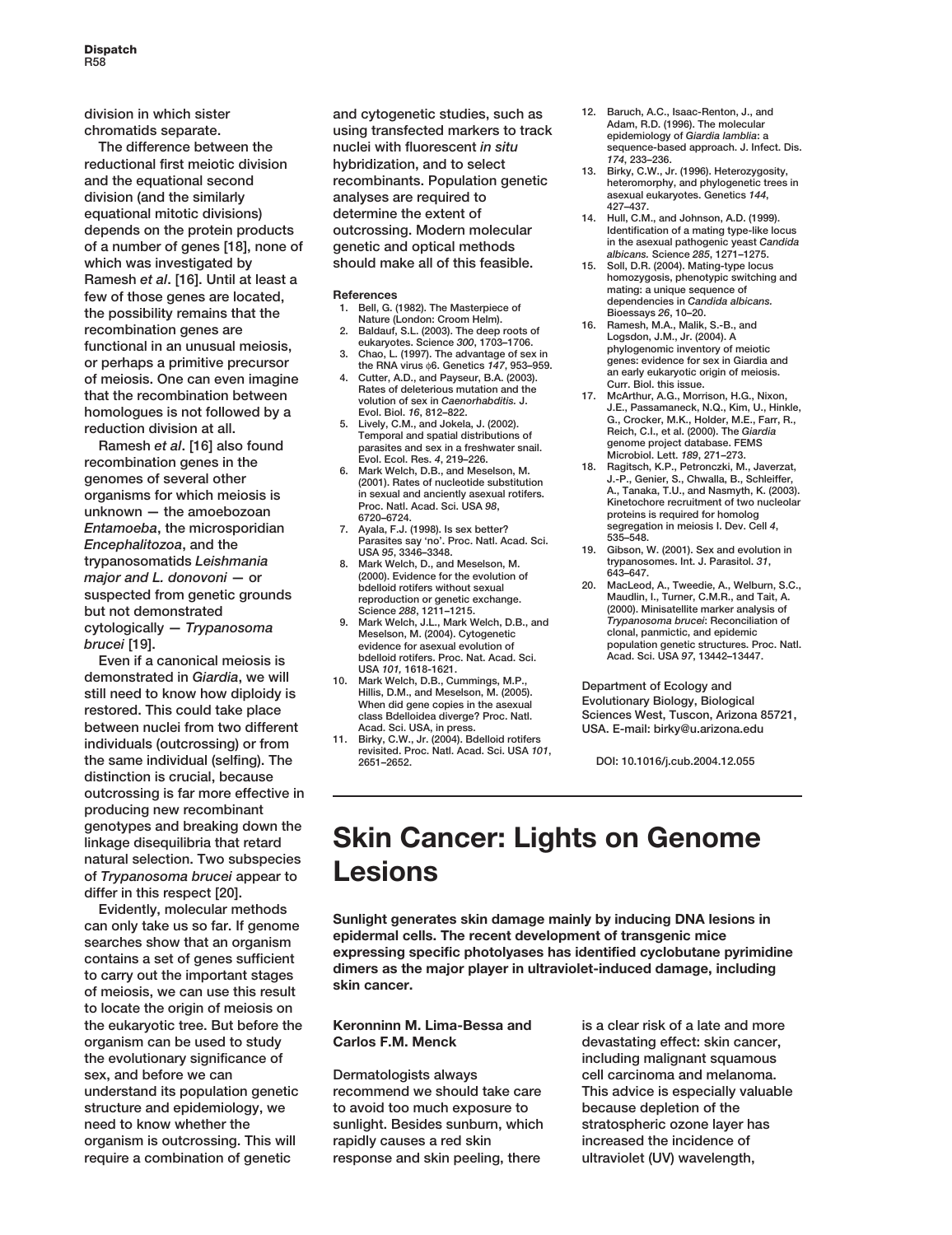division in which sister chromatids separate.

The difference between the reductional first meiotic division and the equational second division (and the similarly equational mitotic divisions) depends on the protein products of a number of genes [18], none of which was investigated by Ramesh *et al*. [16]. Until at least a few of those genes are located, the possibility remains that the recombination genes are functional in an unusual meiosis, or perhaps a primitive precursor of meiosis. One can even imagine that the recombination between homologues is not followed by a reduction division at all.

Ramesh *et al*. [16] also found recombination genes in the genomes of several other organisms for which meiosis is unknown — the amoebozoan *Entamoeba*, the microsporidian *Encephalitozoa*, and the trypanosomatids *Leishmania major and L. donovoni* — or suspected from genetic grounds but not demonstrated cytologically — *Trypanosoma brucei* [19].

Even if a canonical meiosis is demonstrated in *Giardia*, we will still need to know how diploidy is restored. This could take place between nuclei from two different individuals (outcrossing) or from the same individual (selfing). The distinction is crucial, because outcrossing is far more effective in producing new recombinant genotypes and breaking down the linkage disequilibria that retard natural selection. Two subspecies of *Trypanosoma brucei* appear to differ in this respect [20].

Evidently, molecular methods can only take us so far. If genome searches show that an organism contains a set of genes sufficient to carry out the important stages of meiosis, we can use this result to locate the origin of meiosis on the eukaryotic tree. But before the organism can be used to study the evolutionary significance of sex, and before we can understand its population genetic structure and epidemiology, we need to know whether the organism is outcrossing. This will require a combination of genetic and cytogenetic studies, such as using transfected markers to track nuclei with fluorescent *in situ* hybridization, and to select recombinants. Population genetic analyses are required to determine the extent of outcrossing. Modern molecular genetic and optical methods should make all of this feasible.

**References**

1. Bell, G. (1982). The Masterpiece of Nature (London: Croom Helm).
2. Baldauf, S.L. (2003). The deep roots of eukaryotes. Science *300*, 1703–1706.
3. Chao, L. (1997). The advantage of sex in the RNA virus φ6. Genetics *147*, 953–959.
4. Cutter, A.D., and Payseur, B.A. (2003). Rates of deleterious mutation and the volution of sex in *Caenorhabditis.* J. Evol. Biol. *16*, 812–822.
5. Lively, C.M., and Jokela, J. (2002). Temporal and spatial distributions of parasites and sex in a freshwater snail. Evol. Ecol. Res. *4*, 219–226.
6. Mark Welch, D.B., and Meselson, M. (2001). Rates of nucleotide substitution in sexual and anciently asexual rotifers. Proc. Natl. Acad. Sci. USA *98*, 6720–6724.
7. Ayala, F.J. (1998). Is sex better? Parasites say 'no'. Proc. Natl. Acad. Sci. USA *95*, 3346–3348.
8. Mark Welch, D., and Meselson, M. (2000). Evidence for the evolution of bdelloid rotifers without sexual reproduction or genetic exchange. Science *288*, 1211–1215.
9. Mark Welch, J.L., Mark Welch, D.B., and Meselson, M. (2004). Cytogenetic evidence for asexual evolution of bdelloid rotifers. Proc. Nat. Acad. Sci. USA *101,* 1618-1621.
10. Mark Welch, D.B., Cummings, M.P., Hillis, D.M., and Meselson, M. (2005). When did gene copies in the asexual class Bdelloidea diverge? Proc. Natl. Acad. Sci. USA, in press.
11. Birky, C.W., Jr. (2004). Bdelloid rotifers revisited. Proc. Natl. Acad. Sci. USA *101*, 2651–2652.
12. Baruch, A.C., Isaac-Renton, J., and Adam, R.D. (1996). The molecular epidemiology of *Giardia lamblia*: a sequence-based approach. J. Infect. Dis. *174*, 233–236.
13. Birky, C.W., Jr. (1996). Heterozygosity, heteromorphy, and phylogenetic trees in asexual eukaryotes. Genetics *144*, 427–437.
14. Hull, C.M., and Johnson, A.D. (1999). Identification of a mating type-like locus in the asexual pathogenic yeast *Candida albicans.* Science *285*, 1271–1275.
15. Soll, D.R. (2004). Mating-type locus homozygosis, phenotypic switching and mating: a unique sequence of dependencies in *Candida albicans.* Bioessays *26*, 10–20.
16. Ramesh, M.A., Malik, S.-B., and Logsdon, J.M., Jr. (2004). A phylogenomic inventory of meiotic genes: evidence for sex in Giardia and an early eukaryotic origin of meiosis. Curr. Biol. this issue.
17. McArthur, A.G., Morrison, H.G., Nixon, J.E., Passamaneck, N.Q., Kim, U., Hinkle, G., Crocker, M.K., Holder, M.E., Farr, R., Reich, C.I., et al. (2000). The *Giardia* genome project database. FEMS Microbiol. Lett. *189*, 271–273.
18. Ragitsch, K.P., Petronczki, M., Javerzat, J.-P., Genier, S., Chwalla, B., Schleiffer, A., Tanaka, T.U., and Nasmyth, K. (2003). Kinetochore recruitment of two nucleolar proteins is required for homolog segregation in meiosis I. Dev. Cell *4*, 535–548.
19. Gibson, W. (2001). Sex and evolution in trypanosomes. Int. J. Parasitol. *31*, 643–647.
20. MacLeod, A., Tweedie, A., Welburn, S.C., Maudlin, I., Turner, C.M.R., and Tait, A. (2000). Minisatellite marker analysis of *Trypanosoma brucei*: Reconciliation of clonal, panmictic, and epidemic population genetic structures. Proc. Natl. Acad. Sci. USA *97*, 13442–13447.

Department of Ecology and Evolutionary Biology, Biological Sciences West, Tuscon, Arizona 85721, USA. E-mail: birky@u.arizona.edu

DOI: 10.1016/j.cub.2004.12.055

# Skin Cancer: Lights on Genome Lesions

**Sunlight generates skin damage mainly by inducing DNA lesions in epidermal cells. The recent development of transgenic mice expressing specific photolyases has identified cyclobutane pyrimidine dimers as the major player in ultraviolet-induced damage, including skin cancer.**

**Keronninn M. Lima-Bessa and Carlos F.M. Menck**

Dermatologists always recommend we should take care to avoid too much exposure to sunlight. Besides sunburn, which rapidly causes a red skin response and skin peeling, there is a clear risk of a late and more devastating effect: skin cancer, including malignant squamous cell carcinoma and melanoma. This advice is especially valuable because depletion of the stratospheric ozone layer has increased the incidence of ultraviolet (UV) wavelength,